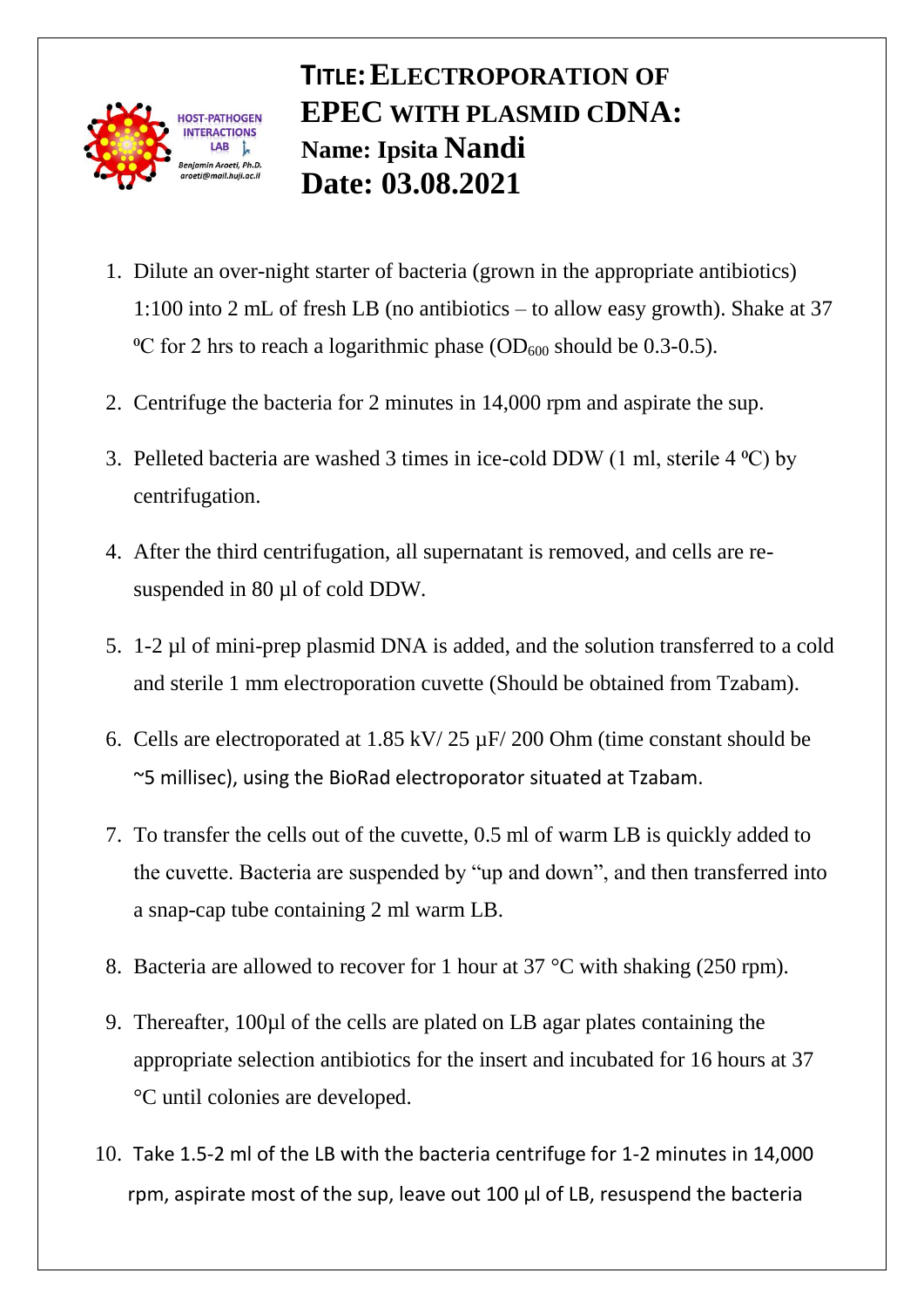HOST-PATHOGEN INTERACTIONS LAB
Benjamin Aroeti, Ph.D.
aroeti@mail.huji.ac.il

# TITLE: ELECTROPORATION OF EPEC WITH PLASMID CDNA:

**Name: Ipsita Nandi**

**Date: 03.08.2021**

1. Dilute an over-night starter of bacteria (grown in the appropriate antibiotics) 1:100 into 2 mL of fresh LB (no antibiotics – to allow easy growth). Shake at 37 ºC for 2 hrs to reach a logarithmic phase ($OD_{600}$ should be 0.3-0.5).
2. Centrifuge the bacteria for 2 minutes in 14,000 rpm and aspirate the sup.
3. Pelleted bacteria are washed 3 times in ice-cold DDW (1 ml, sterile 4 ºC) by centrifugation.
4. After the third centrifugation, all supernatant is removed, and cells are re-suspended in 80 µl of cold DDW.
5. 1-2 µl of mini-prep plasmid DNA is added, and the solution transferred to a cold and sterile 1 mm electroporation cuvette (Should be obtained from Tzabam).
6. Cells are electroporated at 1.85 kV/ 25 µF/ 200 Ohm (time constant should be ~5 millisec), using the BioRad electroporator situated at Tzabam.
7. To transfer the cells out of the cuvette, 0.5 ml of warm LB is quickly added to the cuvette. Bacteria are suspended by "up and down", and then transferred into a snap-cap tube containing 2 ml warm LB.
8. Bacteria are allowed to recover for 1 hour at 37 °C with shaking (250 rpm).
9. Thereafter, 100µl of the cells are plated on LB agar plates containing the appropriate selection antibiotics for the insert and incubated for 16 hours at 37 °C until colonies are developed.
10. Take 1.5-2 ml of the LB with the bacteria centrifuge for 1-2 minutes in 14,000 rpm, aspirate most of the sup, leave out 100 µl of LB, resuspend the bacteria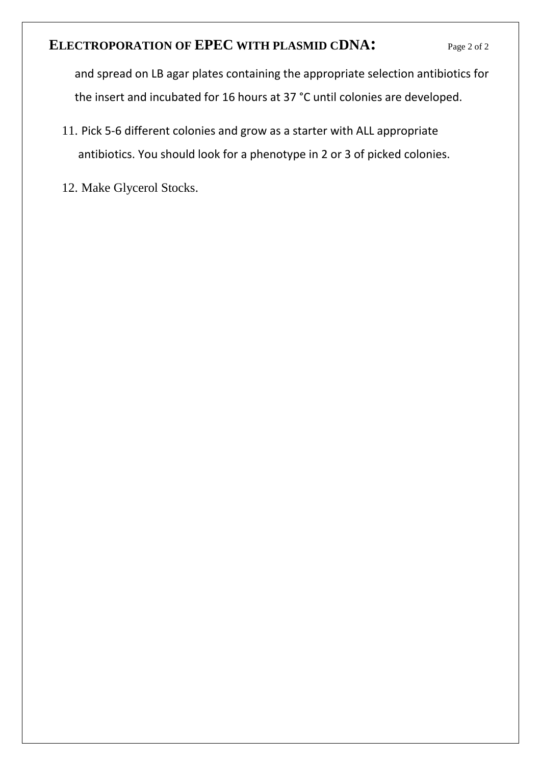and spread on LB agar plates containing the appropriate selection antibiotics for the insert and incubated for 16 hours at 37 °C until colonies are developed.

11. Pick 5-6 different colonies and grow as a starter with ALL appropriate antibiotics. You should look for a phenotype in 2 or 3 of picked colonies.
12. Make Glycerol Stocks.